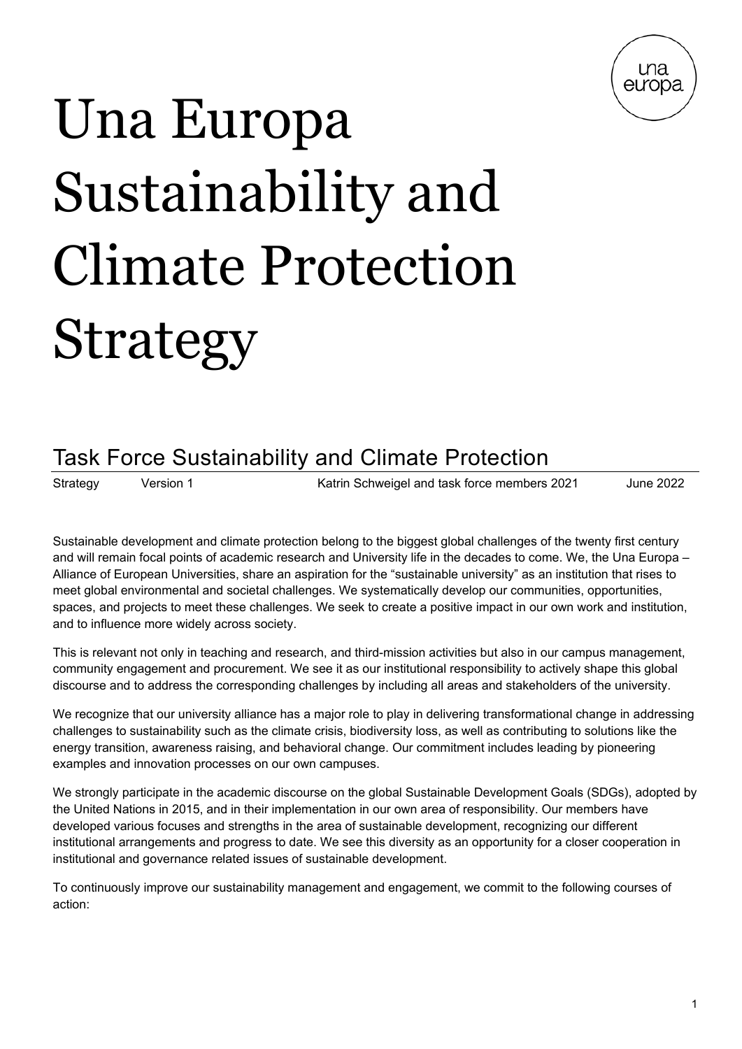# Una Europa Sustainability and Climate Protection Strategy

## Task Force Sustainability and Climate Protection

Strategy Version 1 Katrin Schweigel and task force members 2021 June 2022

Sustainable development and climate protection belong to the biggest global challenges of the twenty first century and will remain focal points of academic research and University life in the decades to come. We, the Una Europa – Alliance of European Universities, share an aspiration for the "sustainable university" as an institution that rises to meet global environmental and societal challenges. We systematically develop our communities, opportunities, spaces, and projects to meet these challenges. We seek to create a positive impact in our own work and institution, and to influence more widely across society.

This is relevant not only in teaching and research, and third-mission activities but also in our campus management, community engagement and procurement. We see it as our institutional responsibility to actively shape this global discourse and to address the corresponding challenges by including all areas and stakeholders of the university.

We recognize that our university alliance has a major role to play in delivering transformational change in addressing challenges to sustainability such as the climate crisis, biodiversity loss, as well as contributing to solutions like the energy transition, awareness raising, and behavioral change. Our commitment includes leading by pioneering examples and innovation processes on our own campuses.

We strongly participate in the academic discourse on the global Sustainable Development Goals (SDGs), adopted by the United Nations in 2015, and in their implementation in our own area of responsibility. Our members have developed various focuses and strengths in the area of sustainable development, recognizing our different institutional arrangements and progress to date. We see this diversity as an opportunity for a closer cooperation in institutional and governance related issues of sustainable development.

To continuously improve our sustainability management and engagement, we commit to the following courses of action: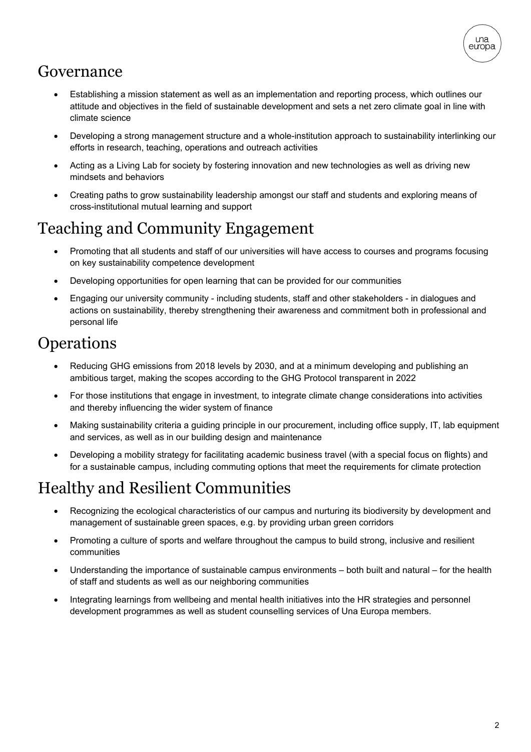## Governance

- Establishing a mission statement as well as an implementation and reporting process, which outlines our attitude and objectives in the field of sustainable development and sets a net zero climate goal in line with climate science
- Developing a strong management structure and a whole-institution approach to sustainability interlinking our efforts in research, teaching, operations and outreach activities
- Acting as a Living Lab for society by fostering innovation and new technologies as well as driving new mindsets and behaviors
- Creating paths to grow sustainability leadership amongst our staff and students and exploring means of cross-institutional mutual learning and support

## Teaching and Community Engagement

- Promoting that all students and staff of our universities will have access to courses and programs focusing on key sustainability competence development
- Developing opportunities for open learning that can be provided for our communities
- Engaging our university community - including students, staff and other stakeholders - in dialogues and actions on sustainability, thereby strengthening their awareness and commitment both in professional and personal life

## Operations

- Reducing GHG emissions from 2018 levels by 2030, and at a minimum developing and publishing an ambitious target, making the scopes according to the GHG Protocol transparent in 2022
- For those institutions that engage in investment, to integrate climate change considerations into activities and thereby influencing the wider system of finance
- Making sustainability criteria a guiding principle in our procurement, including office supply, IT, lab equipment and services, as well as in our building design and maintenance
- Developing a mobility strategy for facilitating academic business travel (with a special focus on flights) and for a sustainable campus, including commuting options that meet the requirements for climate protection

## Healthy and Resilient Communities

- Recognizing the ecological characteristics of our campus and nurturing its biodiversity by development and management of sustainable green spaces, e.g. by providing urban green corridors
- Promoting a culture of sports and welfare throughout the campus to build strong, inclusive and resilient communities
- Understanding the importance of sustainable campus environments – both built and natural – for the health of staff and students as well as our neighboring communities
- Integrating learnings from wellbeing and mental health initiatives into the HR strategies and personnel development programmes as well as student counselling services of Una Europa members.